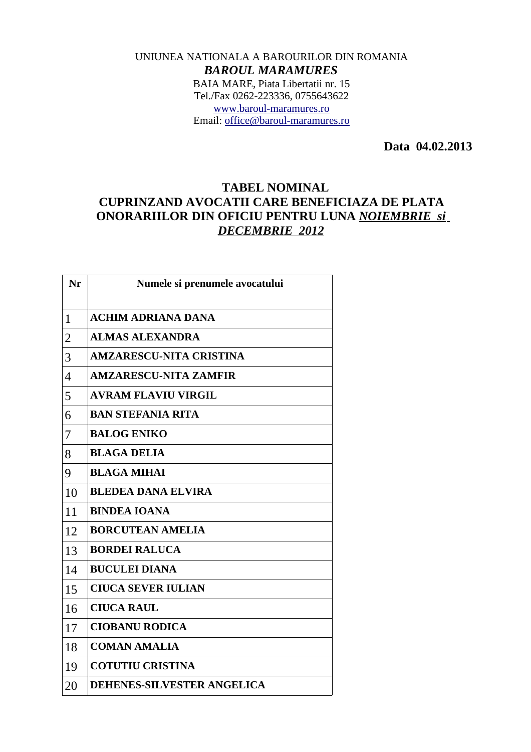UNIUNEA NATIONALA A BAROURILOR DIN ROMANIA

***BAROUL MARAMURES***

BAIA MARE, Piata Libertatii nr. 15

Tel./Fax 0262-223336, 0755643622

www.baroul-maramures.ro

Email: office@baroul-maramures.ro

**Data 04.02.2013**

# TABEL NOMINAL CUPRINZAND AVOCATII CARE BENEFICIAZA DE PLATA ONORARIILOR DIN OFICIU PENTRU LUNA *NOIEMBRIE si DECEMBRIE 2012*

| Nr | Numele si prenumele avocatului |
|---|---|
| 1 | **ACHIM ADRIANA DANA** |
| 2 | **ALMAS ALEXANDRA** |
| 3 | **AMZARESCU-NITA CRISTINA** |
| 4 | **AMZARESCU-NITA ZAMFIR** |
| 5 | **AVRAM FLAVIU VIRGIL** |
| 6 | **BAN STEFANIA RITA** |
| 7 | **BALOG ENIKO** |
| 8 | **BLAGA DELIA** |
| 9 | **BLAGA MIHAI** |
| 10 | **BLEDEA DANA ELVIRA** |
| 11 | **BINDEA IOANA** |
| 12 | **BORCUTEAN AMELIA** |
| 13 | **BORDEI RALUCA** |
| 14 | **BUCULEI DIANA** |
| 15 | **CIUCA SEVER IULIAN** |
| 16 | **CIUCA RAUL** |
| 17 | **CIOBANU RODICA** |
| 18 | **COMAN AMALIA** |
| 19 | **COTUTIU CRISTINA** |
| 20 | **DEHENES-SILVESTER ANGELICA** |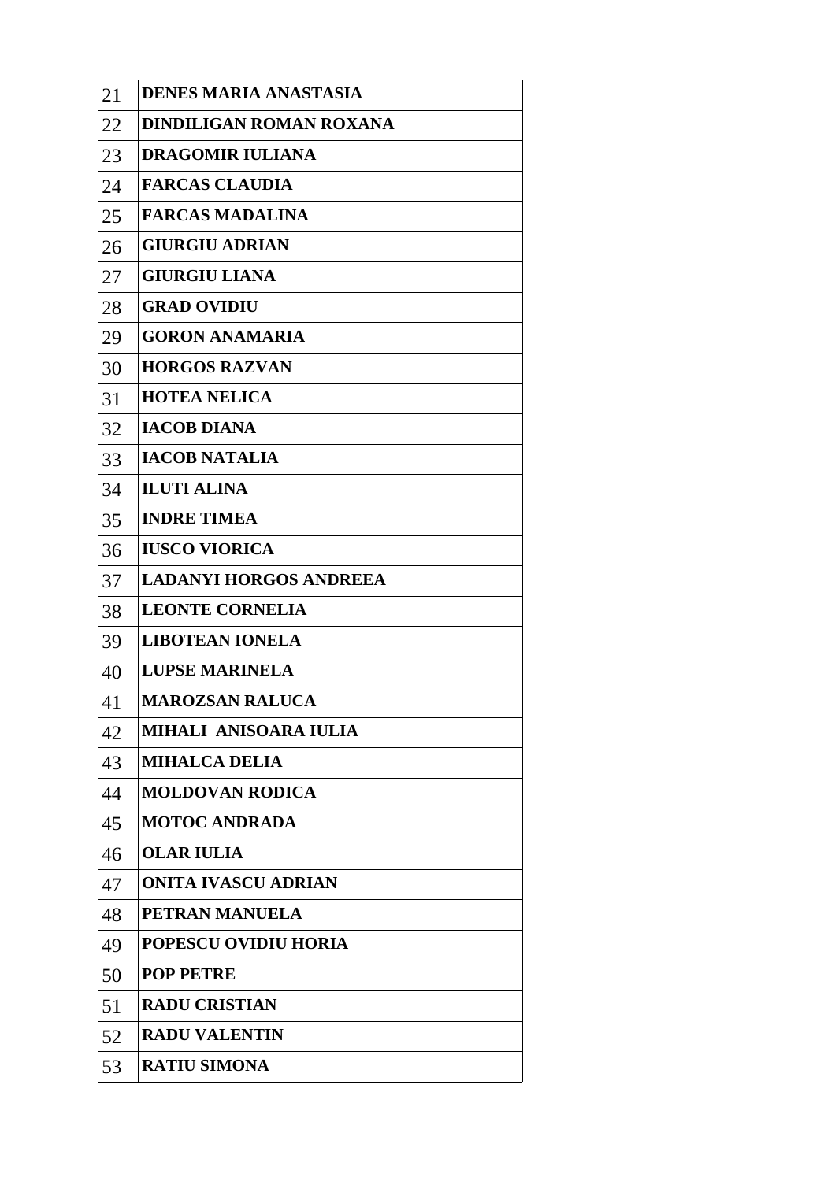| | |
|---|---|
| 21 | **DENES MARIA ANASTASIA** |
| 22 | **DINDILIGAN ROMAN ROXANA** |
| 23 | **DRAGOMIR IULIANA** |
| 24 | **FARCAS CLAUDIA** |
| 25 | **FARCAS MADALINA** |
| 26 | **GIURGIU ADRIAN** |
| 27 | **GIURGIU LIANA** |
| 28 | **GRAD OVIDIU** |
| 29 | **GORON ANAMARIA** |
| 30 | **HORGOS RAZVAN** |
| 31 | **HOTEA NELICA** |
| 32 | **IACOB DIANA** |
| 33 | **IACOB NATALIA** |
| 34 | **ILUTI ALINA** |
| 35 | **INDRE TIMEA** |
| 36 | **IUSCO VIORICA** |
| 37 | **LADANYI HORGOS ANDREEA** |
| 38 | **LEONTE CORNELIA** |
| 39 | **LIBOTEAN IONELA** |
| 40 | **LUPSE MARINELA** |
| 41 | **MAROZSAN RALUCA** |
| 42 | **MIHALI ANISOARA IULIA** |
| 43 | **MIHALCA DELIA** |
| 44 | **MOLDOVAN RODICA** |
| 45 | **MOTOC ANDRADA** |
| 46 | **OLAR IULIA** |
| 47 | **ONITA IVASCU ADRIAN** |
| 48 | **PETRAN MANUELA** |
| 49 | **POPESCU OVIDIU HORIA** |
| 50 | **POP PETRE** |
| 51 | **RADU CRISTIAN** |
| 52 | **RADU VALENTIN** |
| 53 | **RATIU SIMONA** |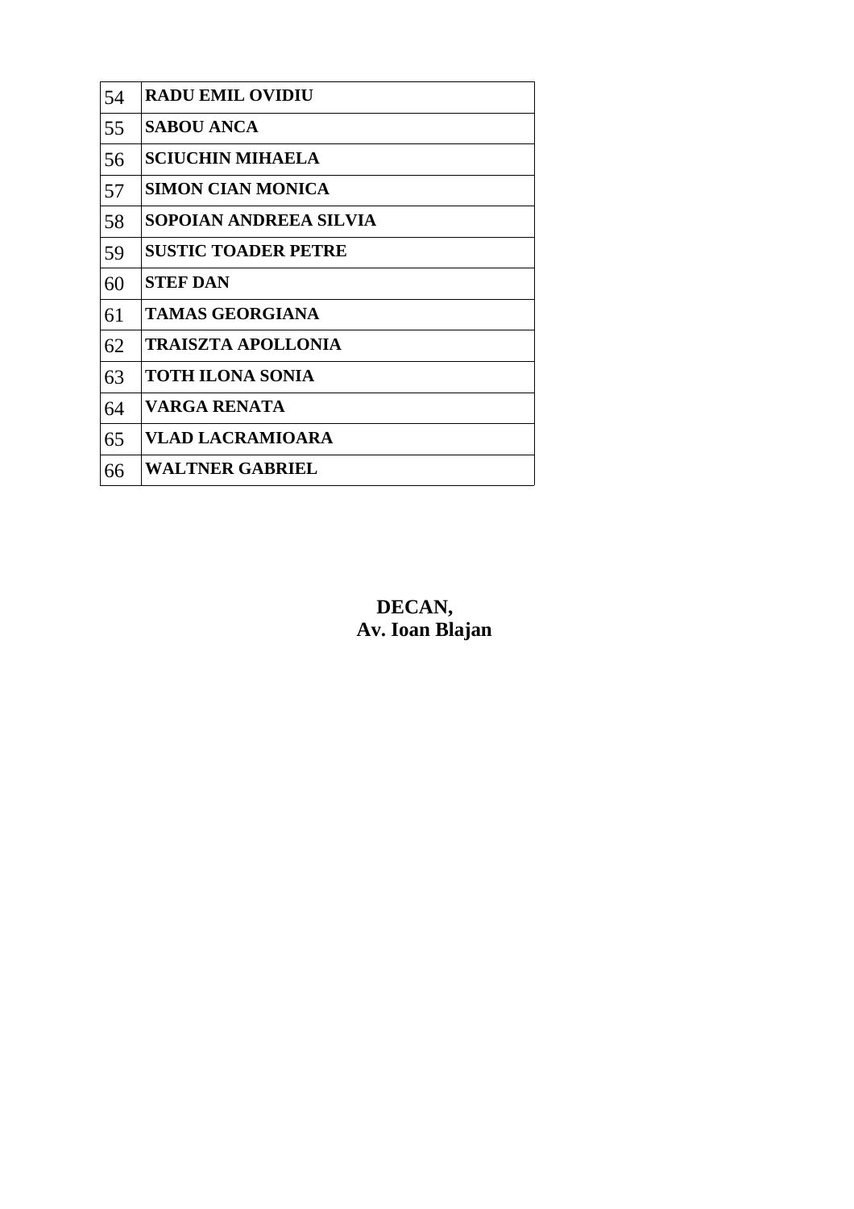| | |
|---|---|
| 54 | **RADU EMIL OVIDIU** |
| 55 | **SABOU ANCA** |
| 56 | **SCIUCHIN MIHAELA** |
| 57 | **SIMON CIAN MONICA** |
| 58 | **SOPOIAN ANDREEA SILVIA** |
| 59 | **SUSTIC TOADER PETRE** |
| 60 | **STEF DAN** |
| 61 | **TAMAS GEORGIANA** |
| 62 | **TRAISZTA APOLLONIA** |
| 63 | **TOTH ILONA SONIA** |
| 64 | **VARGA RENATA** |
| 65 | **VLAD LACRAMIOARA** |
| 66 | **WALTNER GABRIEL** |

**DECAN,**
**Av. Ioan Blajan**